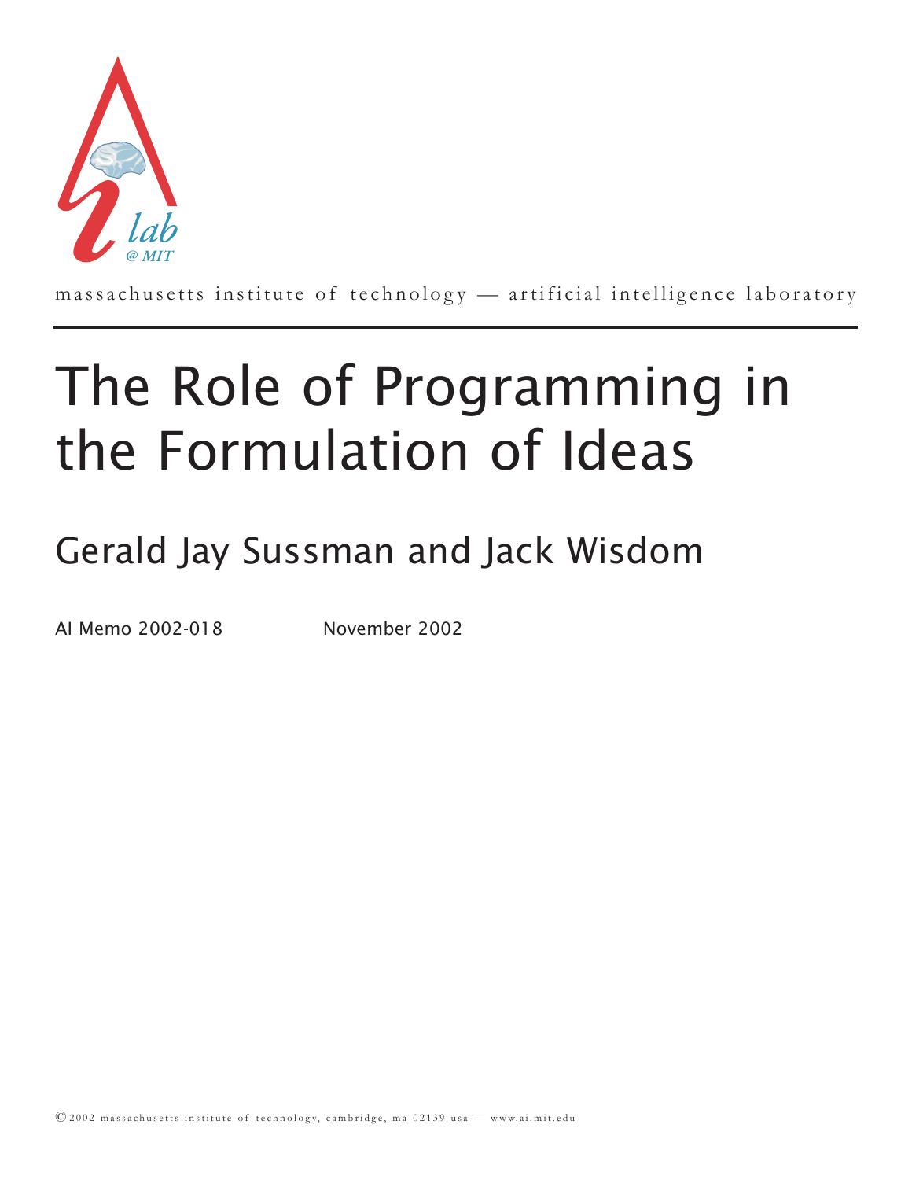massachusetts institute of technology — artificial intelligence laboratory

# The Role of Programming in the Formulation of Ideas

## Gerald Jay Sussman and Jack Wisdom

AI Memo 2002-018 November 2002

© 2002 massachusetts institute of technology, cambridge, ma 02139 usa — www.ai.mit.edu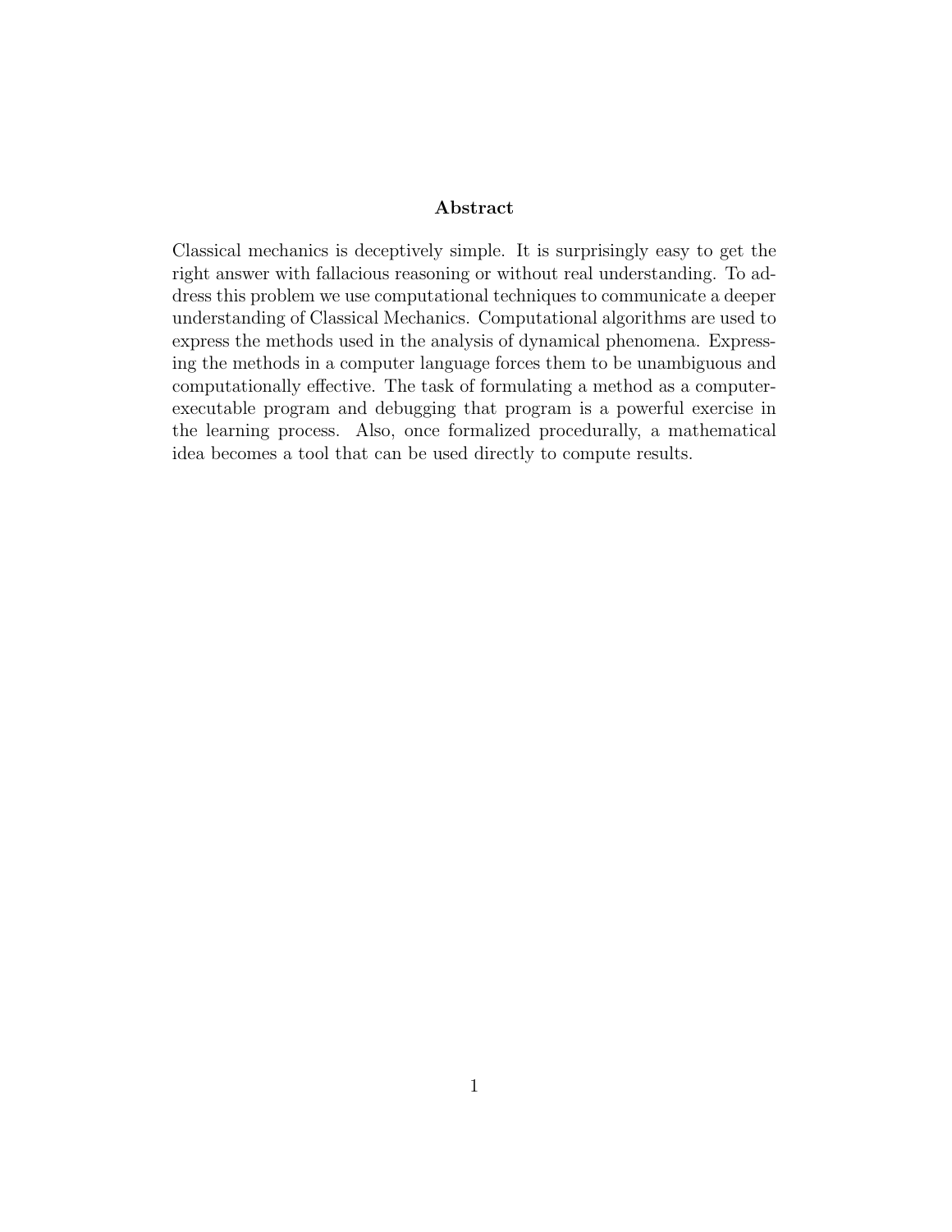## Abstract

Classical mechanics is deceptively simple. It is surprisingly easy to get the right answer with fallacious reasoning or without real understanding. To address this problem we use computational techniques to communicate a deeper understanding of Classical Mechanics. Computational algorithms are used to express the methods used in the analysis of dynamical phenomena. Expressing the methods in a computer language forces them to be unambiguous and computationally effective. The task of formulating a method as a computer-executable program and debugging that program is a powerful exercise in the learning process. Also, once formalized procedurally, a mathematical idea becomes a tool that can be used directly to compute results.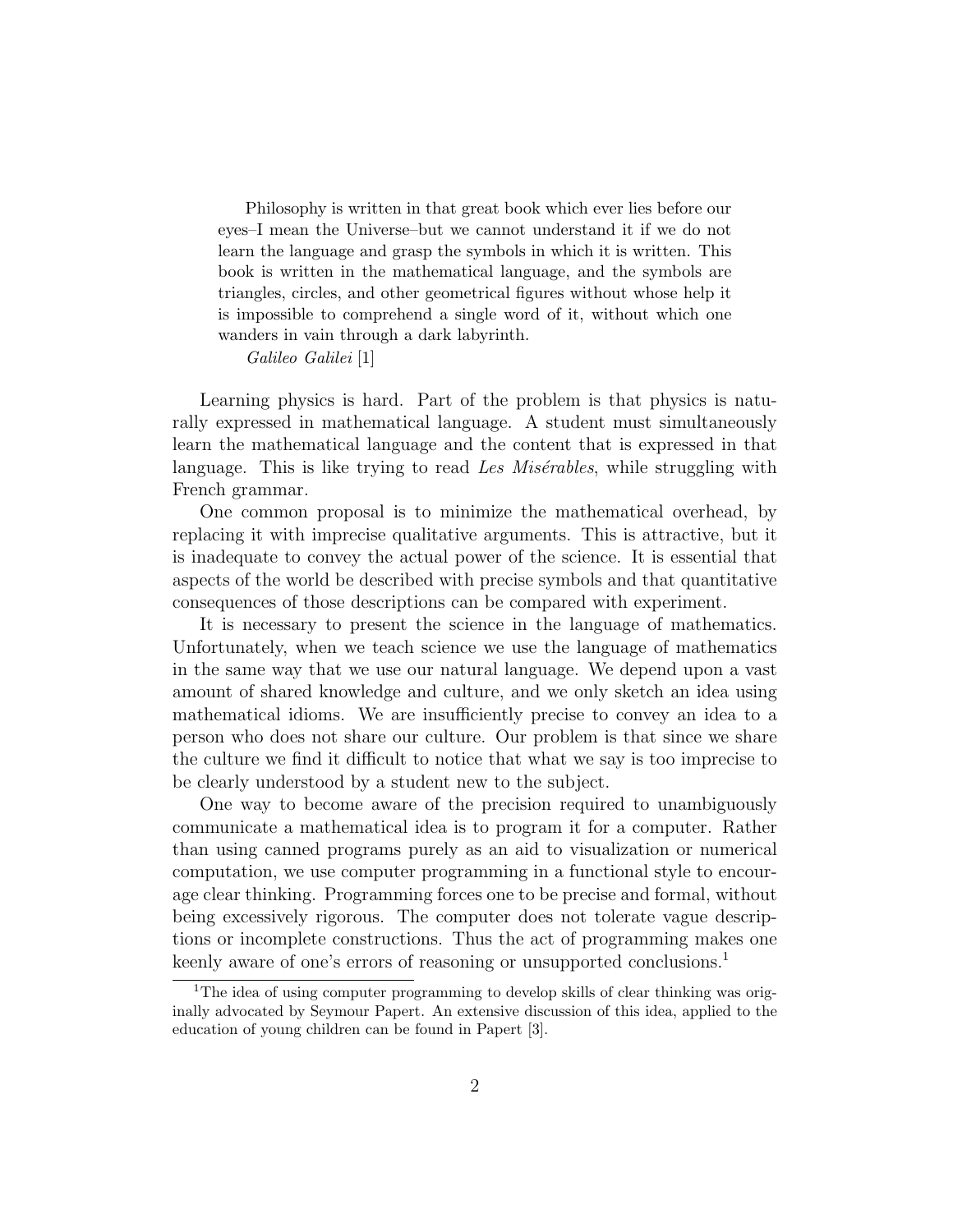> Philosophy is written in that great book which ever lies before our eyes–I mean the Universe–but we cannot understand it if we do not learn the language and grasp the symbols in which it is written. This book is written in the mathematical language, and the symbols are triangles, circles, and other geometrical figures without whose help it is impossible to comprehend a single word of it, without which one wanders in vain through a dark labyrinth.
>
> *Galileo Galilei* [1]

Learning physics is hard. Part of the problem is that physics is naturally expressed in mathematical language. A student must simultaneously learn the mathematical language and the content that is expressed in that language. This is like trying to read *Les Misérables*, while struggling with French grammar.

One common proposal is to minimize the mathematical overhead, by replacing it with imprecise qualitative arguments. This is attractive, but it is inadequate to convey the actual power of the science. It is essential that aspects of the world be described with precise symbols and that quantitative consequences of those descriptions can be compared with experiment.

It is necessary to present the science in the language of mathematics. Unfortunately, when we teach science we use the language of mathematics in the same way that we use our natural language. We depend upon a vast amount of shared knowledge and culture, and we only sketch an idea using mathematical idioms. We are insufficiently precise to convey an idea to a person who does not share our culture. Our problem is that since we share the culture we find it difficult to notice that what we say is too imprecise to be clearly understood by a student new to the subject.

One way to become aware of the precision required to unambiguously communicate a mathematical idea is to program it for a computer. Rather than using canned programs purely as an aid to visualization or numerical computation, we use computer programming in a functional style to encourage clear thinking. Programming forces one to be precise and formal, without being excessively rigorous. The computer does not tolerate vague descriptions or incomplete constructions. Thus the act of programming makes one keenly aware of one's errors of reasoning or unsupported conclusions.[1]

[1] The idea of using computer programming to develop skills of clear thinking was originally advocated by Seymour Papert. An extensive discussion of this idea, applied to the education of young children can be found in Papert [3].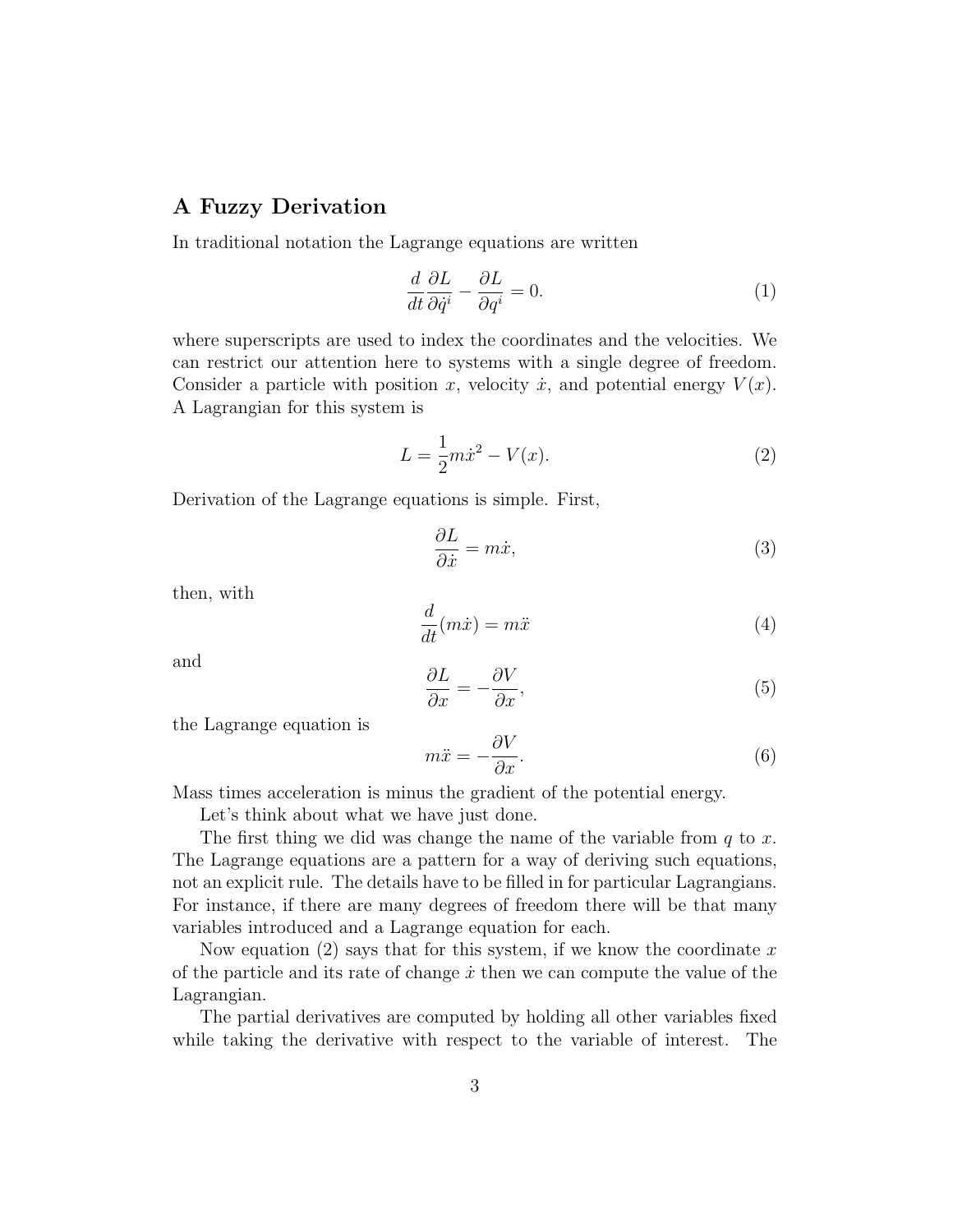## A Fuzzy Derivation

In traditional notation the Lagrange equations are written

$$\frac{d}{dt}\frac{\partial L}{\partial \dot{q}^i} - \frac{\partial L}{\partial q^i} = 0. \tag{1}$$

where superscripts are used to index the coordinates and the velocities. We can restrict our attention here to systems with a single degree of freedom. Consider a particle with position $x$, velocity $\dot{x}$, and potential energy $V(x)$. A Lagrangian for this system is

$$L = \frac{1}{2}m\dot{x}^2 - V(x). \tag{2}$$

Derivation of the Lagrange equations is simple. First,

$$\frac{\partial L}{\partial \dot{x}} = m\dot{x}, \tag{3}$$

then, with

$$\frac{d}{dt}(m\dot{x}) = m\ddot{x} \tag{4}$$

and

$$\frac{\partial L}{\partial x} = -\frac{\partial V}{\partial x}, \tag{5}$$

the Lagrange equation is

$$m\ddot{x} = -\frac{\partial V}{\partial x}. \tag{6}$$

Mass times acceleration is minus the gradient of the potential energy.

Let's think about what we have just done.

The first thing we did was change the name of the variable from $q$ to $x$. The Lagrange equations are a pattern for a way of deriving such equations, not an explicit rule. The details have to be filled in for particular Lagrangians. For instance, if there are many degrees of freedom there will be that many variables introduced and a Lagrange equation for each.

Now equation (2) says that for this system, if we know the coordinate $x$ of the particle and its rate of change $\dot{x}$ then we can compute the value of the Lagrangian.

The partial derivatives are computed by holding all other variables fixed while taking the derivative with respect to the variable of interest. The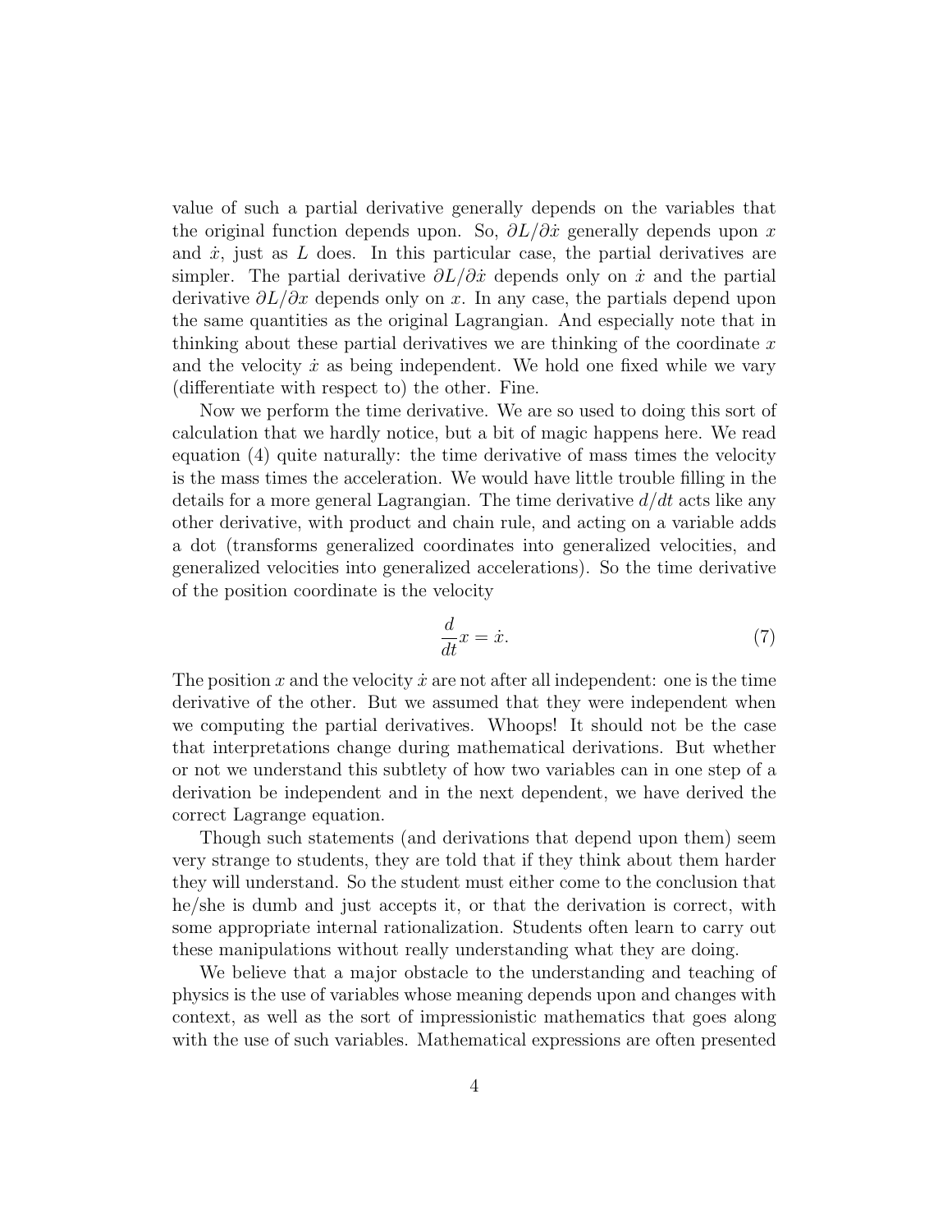value of such a partial derivative generally depends on the variables that the original function depends upon. So, $\partial L/\partial \dot{x}$ generally depends upon $x$ and $\dot{x}$, just as $L$ does. In this particular case, the partial derivatives are simpler. The partial derivative $\partial L/\partial \dot{x}$ depends only on $\dot{x}$ and the partial derivative $\partial L/\partial x$ depends only on $x$. In any case, the partials depend upon the same quantities as the original Lagrangian. And especially note that in thinking about these partial derivatives we are thinking of the coordinate $x$ and the velocity $\dot{x}$ as being independent. We hold one fixed while we vary (differentiate with respect to) the other. Fine.

Now we perform the time derivative. We are so used to doing this sort of calculation that we hardly notice, but a bit of magic happens here. We read equation (4) quite naturally: the time derivative of mass times the velocity is the mass times the acceleration. We would have little trouble filling in the details for a more general Lagrangian. The time derivative $d/dt$ acts like any other derivative, with product and chain rule, and acting on a variable adds a dot (transforms generalized coordinates into generalized velocities, and generalized velocities into generalized accelerations). So the time derivative of the position coordinate is the velocity

$$\frac{d}{dt}x = \dot{x}. \tag{7}$$

The position $x$ and the velocity $\dot{x}$ are not after all independent: one is the time derivative of the other. But we assumed that they were independent when we computing the partial derivatives. Whoops! It should not be the case that interpretations change during mathematical derivations. But whether or not we understand this subtlety of how two variables can in one step of a derivation be independent and in the next dependent, we have derived the correct Lagrange equation.

Though such statements (and derivations that depend upon them) seem very strange to students, they are told that if they think about them harder they will understand. So the student must either come to the conclusion that he/she is dumb and just accepts it, or that the derivation is correct, with some appropriate internal rationalization. Students often learn to carry out these manipulations without really understanding what they are doing.

We believe that a major obstacle to the understanding and teaching of physics is the use of variables whose meaning depends upon and changes with context, as well as the sort of impressionistic mathematics that goes along with the use of such variables. Mathematical expressions are often presented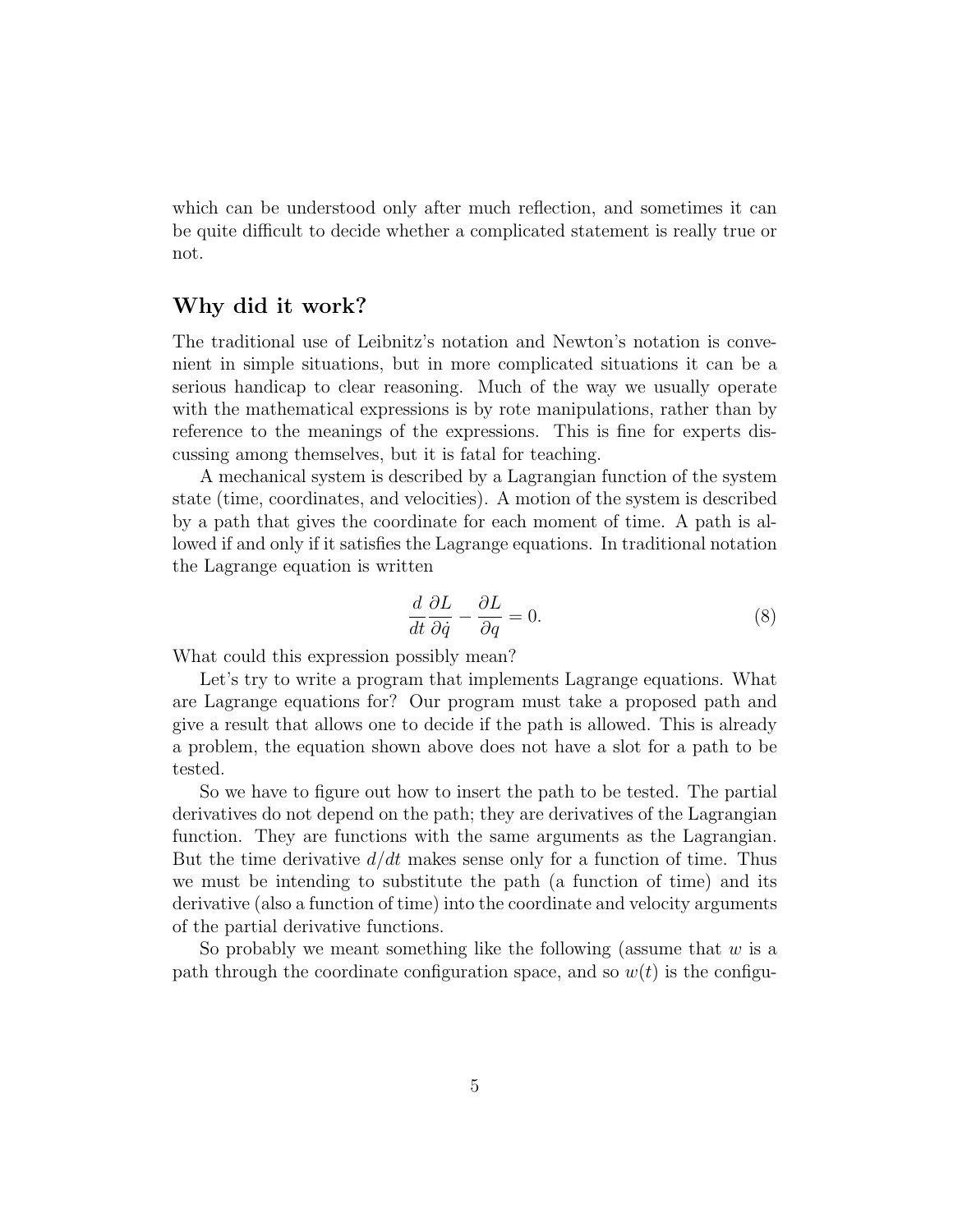which can be understood only after much reflection, and sometimes it can be quite difficult to decide whether a complicated statement is really true or not.

## Why did it work?

The traditional use of Leibnitz's notation and Newton's notation is convenient in simple situations, but in more complicated situations it can be a serious handicap to clear reasoning. Much of the way we usually operate with the mathematical expressions is by rote manipulations, rather than by reference to the meanings of the expressions. This is fine for experts discussing among themselves, but it is fatal for teaching.

A mechanical system is described by a Lagrangian function of the system state (time, coordinates, and velocities). A motion of the system is described by a path that gives the coordinate for each moment of time. A path is allowed if and only if it satisfies the Lagrange equations. In traditional notation the Lagrange equation is written

$$\frac{d}{dt}\frac{\partial L}{\partial \dot{q}} - \frac{\partial L}{\partial q} = 0. \tag{8}$$

What could this expression possibly mean?

Let's try to write a program that implements Lagrange equations. What are Lagrange equations for? Our program must take a proposed path and give a result that allows one to decide if the path is allowed. This is already a problem, the equation shown above does not have a slot for a path to be tested.

So we have to figure out how to insert the path to be tested. The partial derivatives do not depend on the path; they are derivatives of the Lagrangian function. They are functions with the same arguments as the Lagrangian. But the time derivative $d/dt$ makes sense only for a function of time. Thus we must be intending to substitute the path (a function of time) and its derivative (also a function of time) into the coordinate and velocity arguments of the partial derivative functions.

So probably we meant something like the following (assume that $w$ is a path through the coordinate configuration space, and so $w(t)$ is the configu-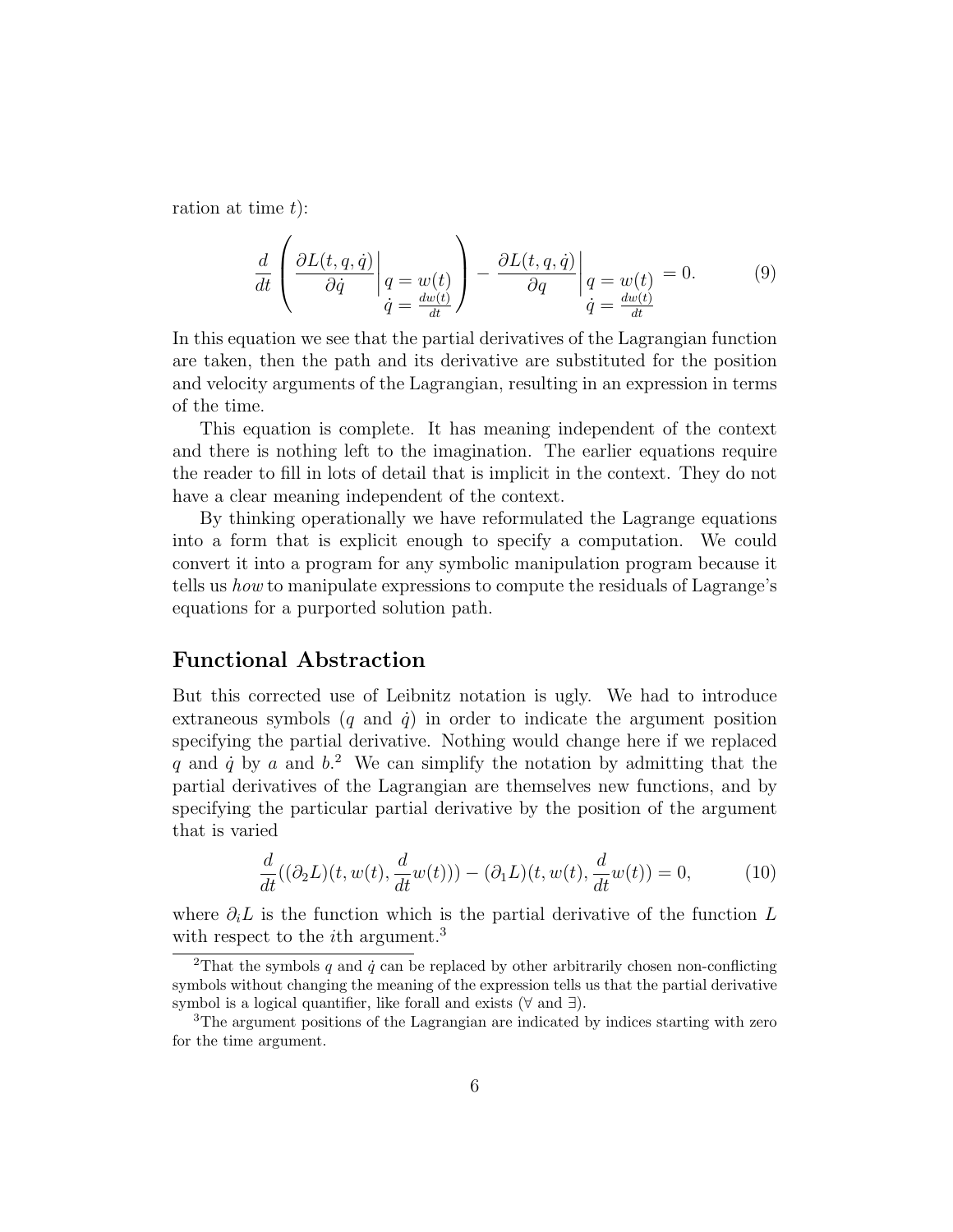ration at time $t$):

$$\frac{d}{dt}\left( \left.\frac{\partial L(t,q,\dot{q})}{\partial \dot{q}}\right|_{\substack{q\,=\,w(t)\\ \dot{q}\,=\,\frac{dw(t)}{dt}}} \right) - \left.\frac{\partial L(t,q,\dot{q})}{\partial q}\right|_{\substack{q\,=\,w(t)\\ \dot{q}\,=\,\frac{dw(t)}{dt}}} = 0. \tag{9}$$

In this equation we see that the partial derivatives of the Lagrangian function are taken, then the path and its derivative are substituted for the position and velocity arguments of the Lagrangian, resulting in an expression in terms of the time.

This equation is complete. It has meaning independent of the context and there is nothing left to the imagination. The earlier equations require the reader to fill in lots of detail that is implicit in the context. They do not have a clear meaning independent of the context.

By thinking operationally we have reformulated the Lagrange equations into a form that is explicit enough to specify a computation. We could convert it into a program for any symbolic manipulation program because it tells us *how* to manipulate expressions to compute the residuals of Lagrange's equations for a purported solution path.

## Functional Abstraction

But this corrected use of Leibnitz notation is ugly. We had to introduce extraneous symbols ($q$ and $\dot{q}$) in order to indicate the argument position specifying the partial derivative. Nothing would change here if we replaced $q$ and $\dot{q}$ by $a$ and $b$.[2] We can simplify the notation by admitting that the partial derivatives of the Lagrangian are themselves new functions, and by specifying the particular partial derivative by the position of the argument that is varied

$$\frac{d}{dt}((\partial_2 L)(t, w(t), \frac{d}{dt}w(t))) - (\partial_1 L)(t, w(t), \frac{d}{dt}w(t)) = 0, \tag{10}$$

where $\partial_i L$ is the function which is the partial derivative of the function $L$ with respect to the $i$th argument.[3]

[2] That the symbols $q$ and $\dot{q}$ can be replaced by other arbitrarily chosen non-conflicting symbols without changing the meaning of the expression tells us that the partial derivative symbol is a logical quantifier, like forall and exists ($\forall$ and $\exists$).

[3] The argument positions of the Lagrangian are indicated by indices starting with zero for the time argument.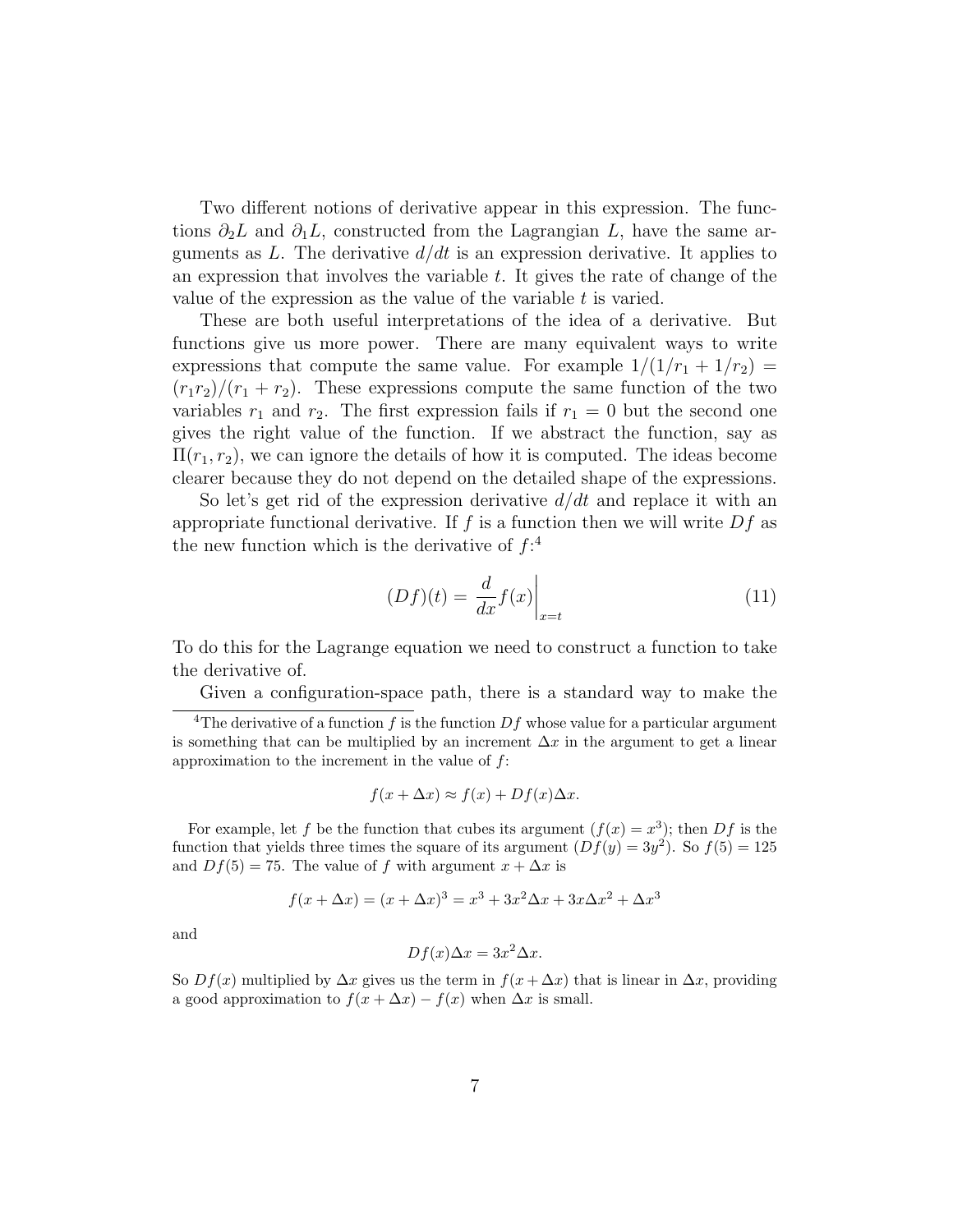Two different notions of derivative appear in this expression. The functions $\partial_2 L$ and $\partial_1 L$, constructed from the Lagrangian $L$, have the same arguments as $L$. The derivative $d/dt$ is an expression derivative. It applies to an expression that involves the variable $t$. It gives the rate of change of the value of the expression as the value of the variable $t$ is varied.

These are both useful interpretations of the idea of a derivative. But functions give us more power. There are many equivalent ways to write expressions that compute the same value. For example $1/(1/r_1 + 1/r_2) = (r_1 r_2)/(r_1 + r_2)$. These expressions compute the same function of the two variables $r_1$ and $r_2$. The first expression fails if $r_1 = 0$ but the second one gives the right value of the function. If we abstract the function, say as $\Pi(r_1, r_2)$, we can ignore the details of how it is computed. The ideas become clearer because they do not depend on the detailed shape of the expressions.

So let's get rid of the expression derivative $d/dt$ and replace it with an appropriate functional derivative. If $f$ is a function then we will write $Df$ as the new function which is the derivative of $f$:[4]

$$(Df)(t) = \left.\frac{d}{dx} f(x)\right|_{x=t} \tag{11}$$

To do this for the Lagrange equation we need to construct a function to take the derivative of.

Given a configuration-space path, there is a standard way to make the

---

[4]The derivative of a function $f$ is the function $Df$ whose value for a particular argument is something that can be multiplied by an increment $\Delta x$ in the argument to get a linear approximation to the increment in the value of $f$:

$$f(x + \Delta x) \approx f(x) + Df(x)\Delta x.$$

For example, let $f$ be the function that cubes its argument ($f(x) = x^3$); then $Df$ is the function that yields three times the square of its argument ($Df(y) = 3y^2$). So $f(5) = 125$ and $Df(5) = 75$. The value of $f$ with argument $x + \Delta x$ is

$$f(x + \Delta x) = (x + \Delta x)^3 = x^3 + 3x^2\Delta x + 3x\Delta x^2 + \Delta x^3$$

and

$$Df(x)\Delta x = 3x^2\Delta x.$$

So $Df(x)$ multiplied by $\Delta x$ gives us the term in $f(x + \Delta x)$ that is linear in $\Delta x$, providing a good approximation to $f(x + \Delta x) - f(x)$ when $\Delta x$ is small.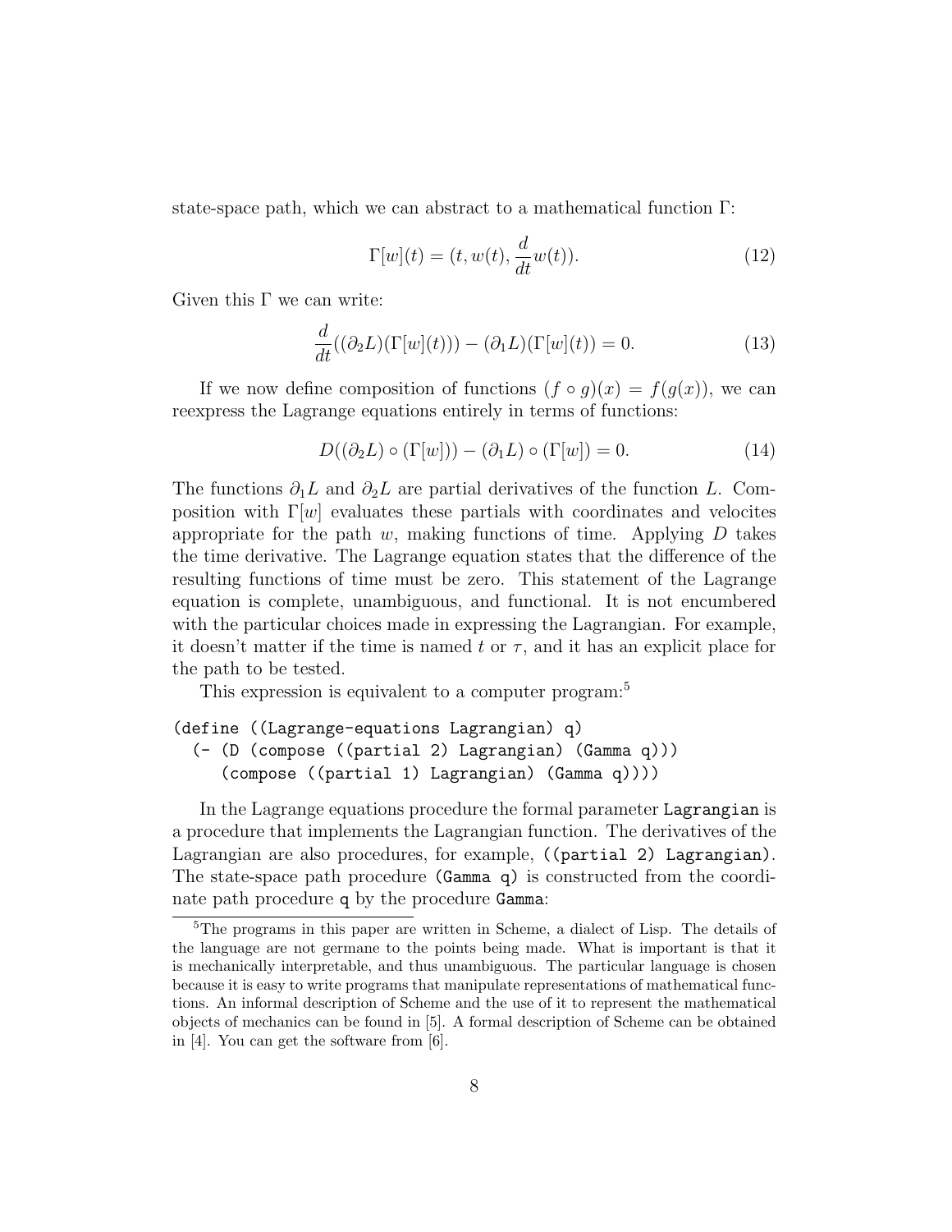state-space path, which we can abstract to a mathematical function $\Gamma$:

$$\Gamma[w](t) = (t, w(t), \frac{d}{dt}w(t)). \tag{12}$$

Given this $\Gamma$ we can write:

$$\frac{d}{dt}((\partial_2 L)(\Gamma[w](t))) - (\partial_1 L)(\Gamma[w](t)) = 0. \tag{13}$$

If we now define composition of functions $(f \circ g)(x) = f(g(x))$, we can reexpress the Lagrange equations entirely in terms of functions:

$$D((\partial_2 L) \circ (\Gamma[w])) - (\partial_1 L) \circ (\Gamma[w]) = 0. \tag{14}$$

The functions $\partial_1 L$ and $\partial_2 L$ are partial derivatives of the function $L$. Composition with $\Gamma[w]$ evaluates these partials with coordinates and velocites appropriate for the path $w$, making functions of time. Applying $D$ takes the time derivative. The Lagrange equation states that the difference of the resulting functions of time must be zero. This statement of the Lagrange equation is complete, unambiguous, and functional. It is not encumbered with the particular choices made in expressing the Lagrangian. For example, it doesn't matter if the time is named $t$ or $\tau$, and it has an explicit place for the path to be tested.

This expression is equivalent to a computer program:[5]

```
(define ((Lagrange-equations Lagrangian) q)
  (- (D (compose ((partial 2) Lagrangian) (Gamma q)))
     (compose ((partial 1) Lagrangian) (Gamma q))))
```

In the Lagrange equations procedure the formal parameter `Lagrangian` is a procedure that implements the Lagrangian function. The derivatives of the Lagrangian are also procedures, for example, `((partial 2) Lagrangian)`. The state-space path procedure `(Gamma q)` is constructed from the coordinate path procedure `q` by the procedure `Gamma`:

[5] The programs in this paper are written in Scheme, a dialect of Lisp. The details of the language are not germane to the points being made. What is important is that it is mechanically interpretable, and thus unambiguous. The particular language is chosen because it is easy to write programs that manipulate representations of mathematical functions. An informal description of Scheme and the use of it to represent the mathematical objects of mechanics can be found in [5]. A formal description of Scheme can be obtained in [4]. You can get the software from [6].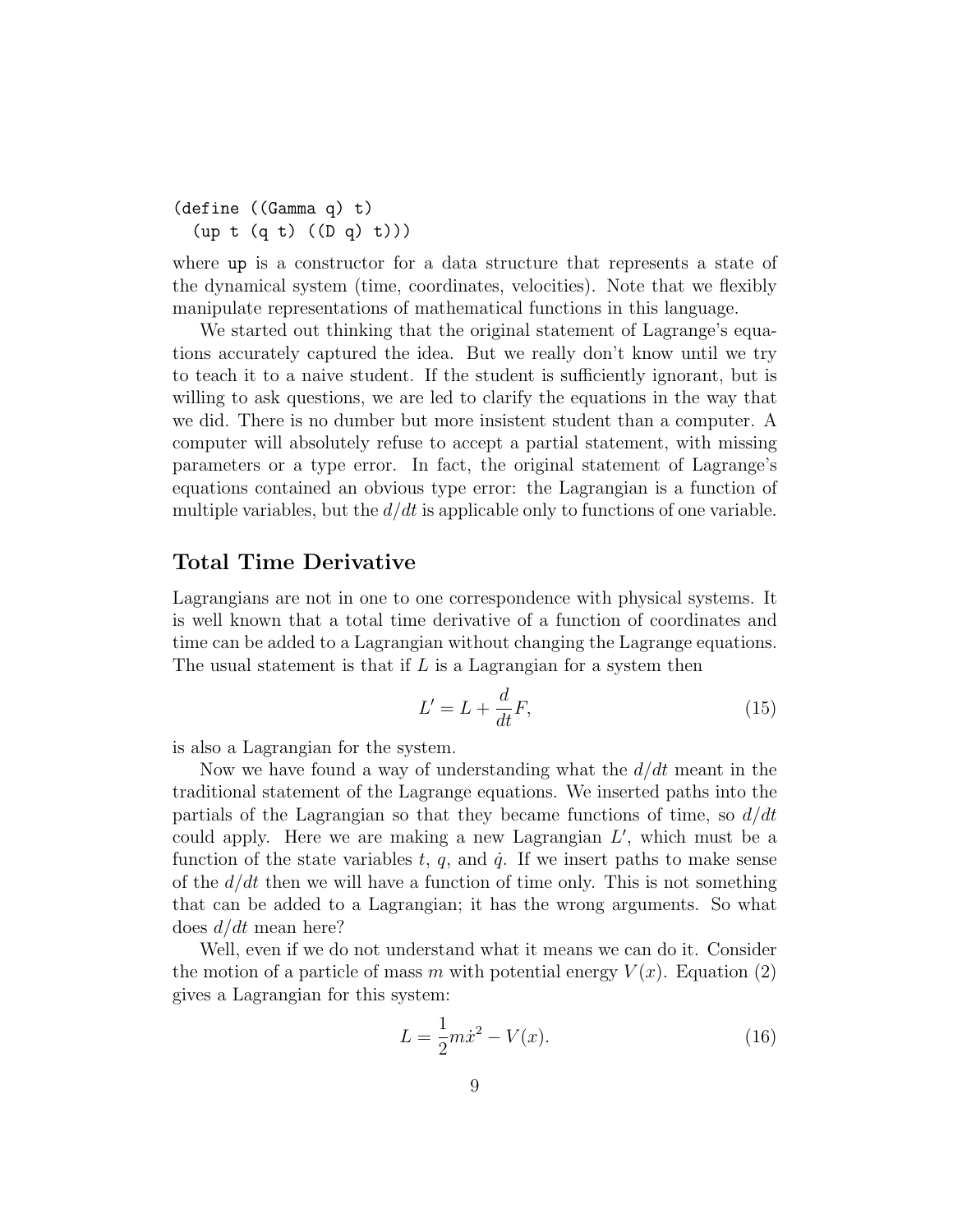```
(define ((Gamma q) t)
  (up t (q t) ((D q) t)))
```

where `up` is a constructor for a data structure that represents a state of the dynamical system (time, coordinates, velocities). Note that we flexibly manipulate representations of mathematical functions in this language.

We started out thinking that the original statement of Lagrange's equations accurately captured the idea. But we really don't know until we try to teach it to a naive student. If the student is sufficiently ignorant, but is willing to ask questions, we are led to clarify the equations in the way that we did. There is no dumber but more insistent student than a computer. A computer will absolutely refuse to accept a partial statement, with missing parameters or a type error. In fact, the original statement of Lagrange's equations contained an obvious type error: the Lagrangian is a function of multiple variables, but the $d/dt$ is applicable only to functions of one variable.

## Total Time Derivative

Lagrangians are not in one to one correspondence with physical systems. It is well known that a total time derivative of a function of coordinates and time can be added to a Lagrangian without changing the Lagrange equations. The usual statement is that if $L$ is a Lagrangian for a system then

$$L' = L + \frac{d}{dt}F, \tag{15}$$

is also a Lagrangian for the system.

Now we have found a way of understanding what the $d/dt$ meant in the traditional statement of the Lagrange equations. We inserted paths into the partials of the Lagrangian so that they became functions of time, so $d/dt$ could apply. Here we are making a new Lagrangian $L'$, which must be a function of the state variables $t$, $q$, and $\dot{q}$. If we insert paths to make sense of the $d/dt$ then we will have a function of time only. This is not something that can be added to a Lagrangian; it has the wrong arguments. So what does $d/dt$ mean here?

Well, even if we do not understand what it means we can do it. Consider the motion of a particle of mass $m$ with potential energy $V(x)$. Equation (2) gives a Lagrangian for this system:

$$L = \frac{1}{2}m\dot{x}^2 - V(x). \tag{16}$$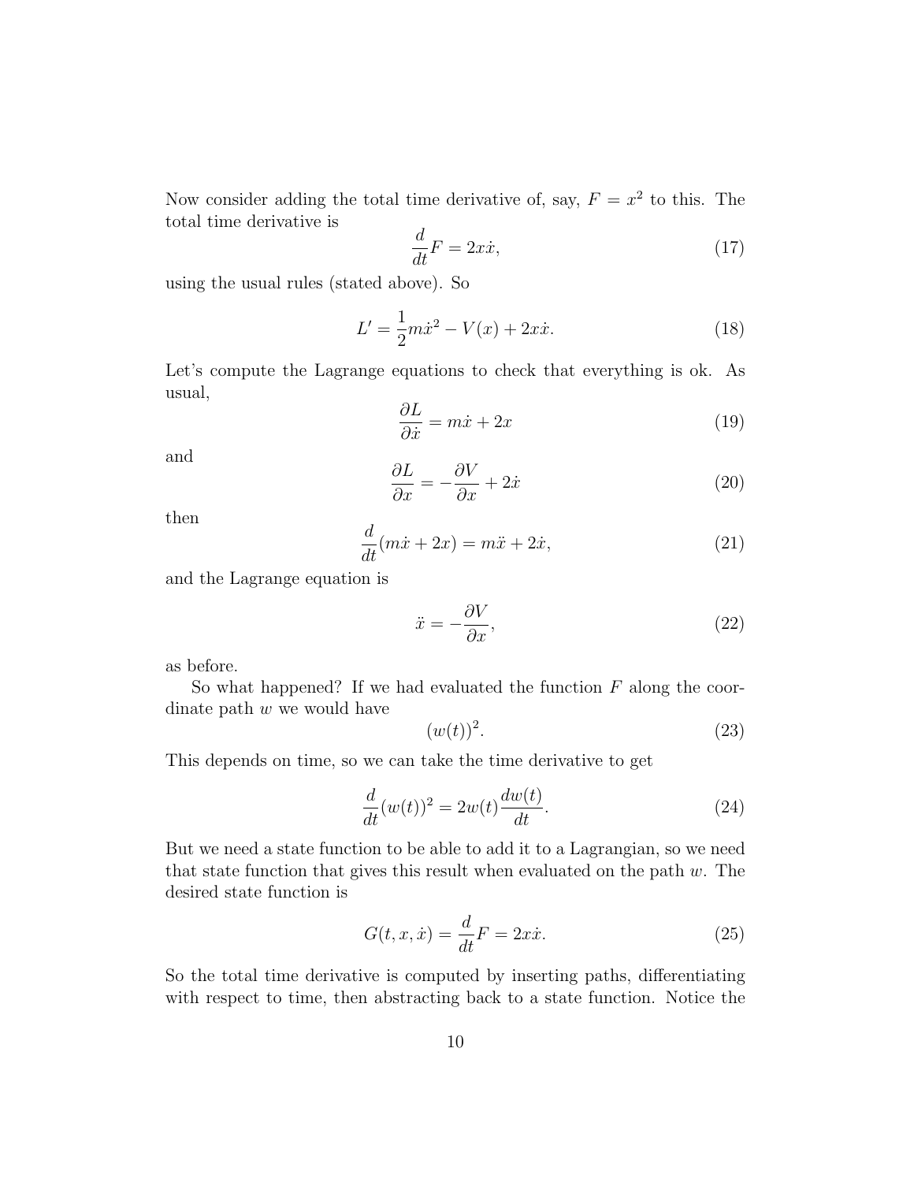Now consider adding the total time derivative of, say, $F = x^2$ to this. The total time derivative is

$$\frac{d}{dt}F = 2x\dot{x}, \tag{17}$$

using the usual rules (stated above). So

$$L' = \frac{1}{2}m\dot{x}^2 - V(x) + 2x\dot{x}. \tag{18}$$

Let's compute the Lagrange equations to check that everything is ok. As usual,

$$\frac{\partial L}{\partial \dot{x}} = m\dot{x} + 2x \tag{19}$$

and

$$\frac{\partial L}{\partial x} = -\frac{\partial V}{\partial x} + 2\dot{x} \tag{20}$$

then

$$\frac{d}{dt}(m\dot{x} + 2x) = m\ddot{x} + 2\dot{x}, \tag{21}$$

and the Lagrange equation is

$$\ddot{x} = -\frac{\partial V}{\partial x}, \tag{22}$$

as before.

So what happened? If we had evaluated the function $F$ along the coordinate path $w$ we would have

$$(w(t))^2. \tag{23}$$

This depends on time, so we can take the time derivative to get

$$\frac{d}{dt}(w(t))^2 = 2w(t)\frac{dw(t)}{dt}. \tag{24}$$

But we need a state function to be able to add it to a Lagrangian, so we need that state function that gives this result when evaluated on the path $w$. The desired state function is

$$G(t, x, \dot{x}) = \frac{d}{dt}F = 2x\dot{x}. \tag{25}$$

So the total time derivative is computed by inserting paths, differentiating with respect to time, then abstracting back to a state function. Notice the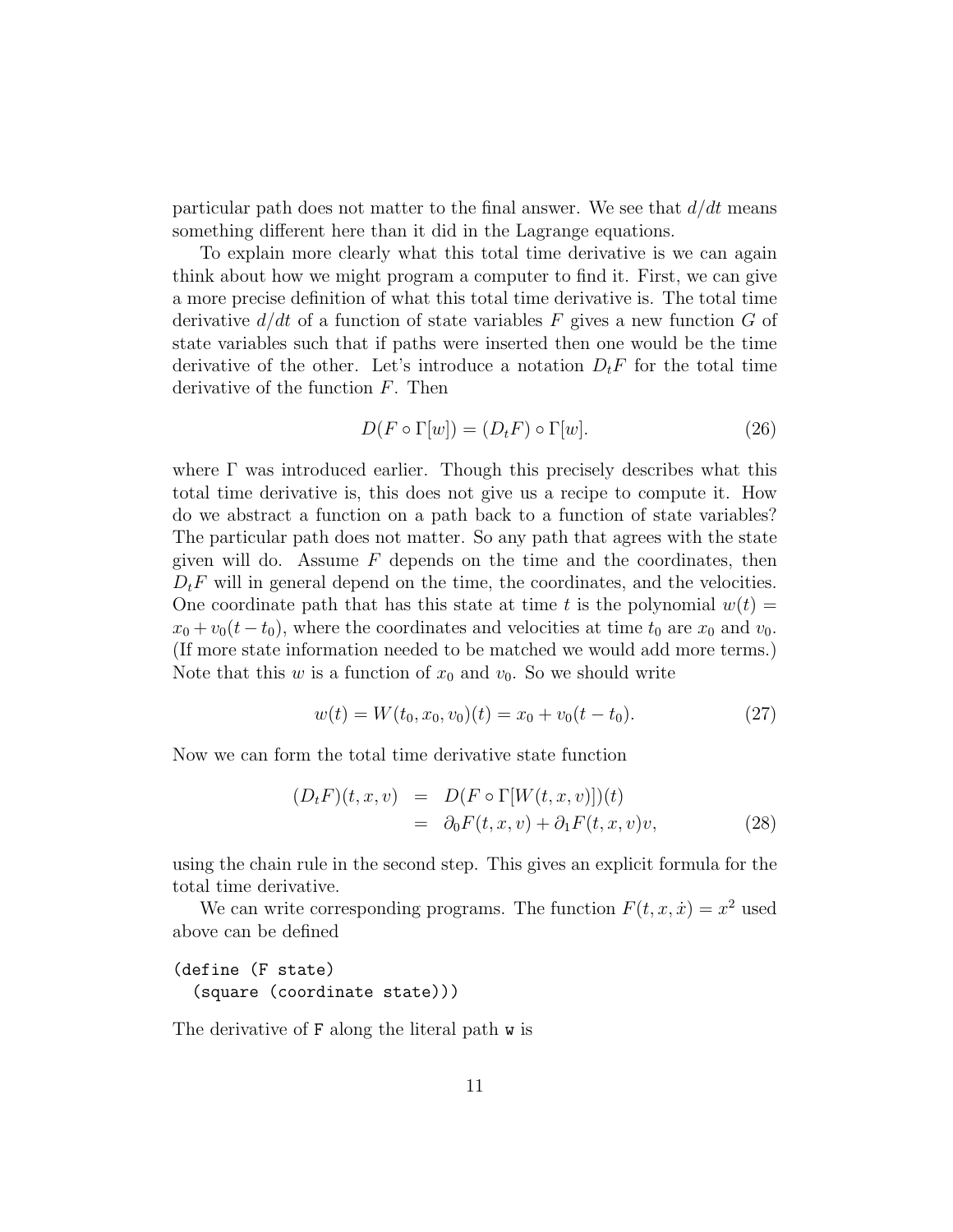particular path does not matter to the final answer. We see that $d/dt$ means something different here than it did in the Lagrange equations.

To explain more clearly what this total time derivative is we can again think about how we might program a computer to find it. First, we can give a more precise definition of what this total time derivative is. The total time derivative $d/dt$ of a function of state variables $F$ gives a new function $G$ of state variables such that if paths were inserted then one would be the time derivative of the other. Let's introduce a notation $D_tF$ for the total time derivative of the function $F$. Then

$$D(F \circ \Gamma[w]) = (D_tF) \circ \Gamma[w]. \tag{26}$$

where $\Gamma$ was introduced earlier. Though this precisely describes what this total time derivative is, this does not give us a recipe to compute it. How do we abstract a function on a path back to a function of state variables? The particular path does not matter. So any path that agrees with the state given will do. Assume $F$ depends on the time and the coordinates, then $D_tF$ will in general depend on the time, the coordinates, and the velocities. One coordinate path that has this state at time $t$ is the polynomial $w(t) = x_0 + v_0(t - t_0)$, where the coordinates and velocities at time $t_0$ are $x_0$ and $v_0$. (If more state information needed to be matched we would add more terms.) Note that this $w$ is a function of $x_0$ and $v_0$. So we should write

$$w(t) = W(t_0, x_0, v_0)(t) = x_0 + v_0(t - t_0). \tag{27}$$

Now we can form the total time derivative state function

$$\begin{aligned} (D_tF)(t, x, v) &= D(F \circ \Gamma[W(t, x, v)])(t) \\ &= \partial_0 F(t, x, v) + \partial_1 F(t, x, v)v, \end{aligned} \tag{28}$$

using the chain rule in the second step. This gives an explicit formula for the total time derivative.

We can write corresponding programs. The function $F(t, x, \dot{x}) = x^2$ used above can be defined

```
(define (F state)
  (square (coordinate state)))
```

The derivative of `F` along the literal path `w` is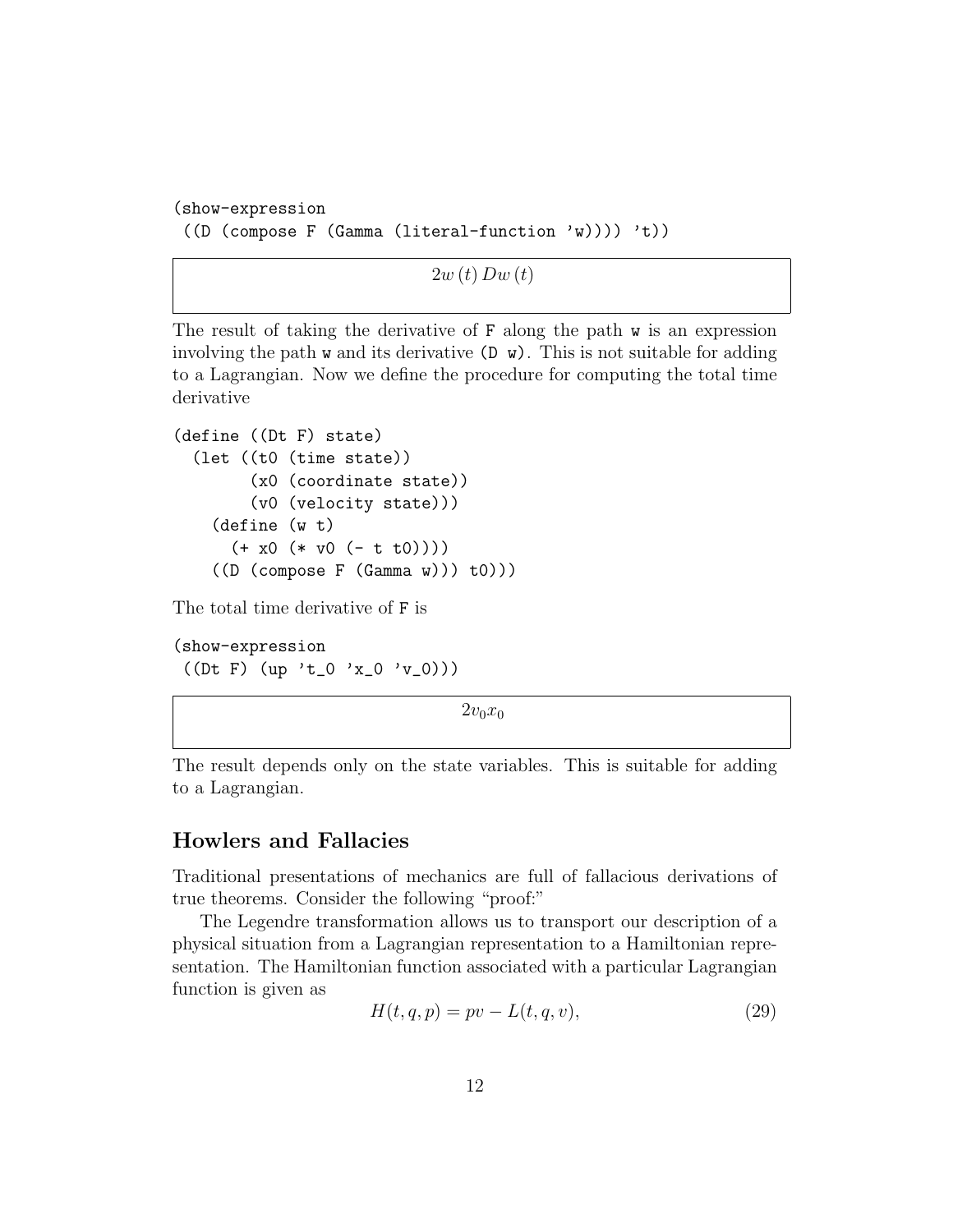```
(show-expression
 ((D (compose F (Gamma (literal-function 'w)))) 't))
```

$$2w(t)\,Dw(t)$$

The result of taking the derivative of `F` along the path `w` is an expression involving the path `w` and its derivative `(D w)`. This is not suitable for adding to a Lagrangian. Now we define the procedure for computing the total time derivative

```
(define ((Dt F) state)
  (let ((t0 (time state))
        (x0 (coordinate state))
        (v0 (velocity state)))
    (define (w t)
      (+ x0 (* v0 (- t t0))))
    ((D (compose F (Gamma w))) t0)))
```

The total time derivative of `F` is

```
(show-expression
 ((Dt F) (up 't_0 'x_0 'v_0)))
```

$$2v_0x_0$$

The result depends only on the state variables. This is suitable for adding to a Lagrangian.

## Howlers and Fallacies

Traditional presentations of mechanics are full of fallacious derivations of true theorems. Consider the following "proof:"

The Legendre transformation allows us to transport our description of a physical situation from a Lagrangian representation to a Hamiltonian representation. The Hamiltonian function associated with a particular Lagrangian function is given as

$$H(t, q, p) = pv - L(t, q, v), \tag{29}$$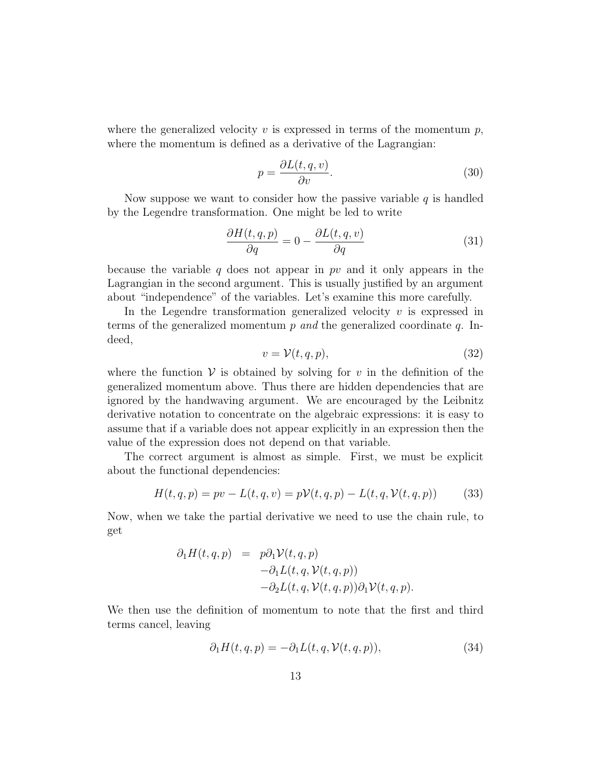where the generalized velocity $v$ is expressed in terms of the momentum $p$, where the momentum is defined as a derivative of the Lagrangian:

$$p = \frac{\partial L(t,q,v)}{\partial v}. \tag{30}$$

Now suppose we want to consider how the passive variable $q$ is handled by the Legendre transformation. One might be led to write

$$\frac{\partial H(t,q,p)}{\partial q} = 0 - \frac{\partial L(t,q,v)}{\partial q} \tag{31}$$

because the variable $q$ does not appear in $pv$ and it only appears in the Lagrangian in the second argument. This is usually justified by an argument about "independence" of the variables. Let's examine this more carefully.

In the Legendre transformation generalized velocity $v$ is expressed in terms of the generalized momentum $p$ *and* the generalized coordinate $q$. Indeed,

$$v = \mathcal{V}(t,q,p), \tag{32}$$

where the function $\mathcal{V}$ is obtained by solving for $v$ in the definition of the generalized momentum above. Thus there are hidden dependencies that are ignored by the handwaving argument. We are encouraged by the Leibnitz derivative notation to concentrate on the algebraic expressions: it is easy to assume that if a variable does not appear explicitly in an expression then the value of the expression does not depend on that variable.

The correct argument is almost as simple. First, we must be explicit about the functional dependencies:

$$H(t,q,p) = pv - L(t,q,v) = p\mathcal{V}(t,q,p) - L(t,q,\mathcal{V}(t,q,p)) \tag{33}$$

Now, when we take the partial derivative we need to use the chain rule, to get

$$\begin{aligned} \partial_1 H(t,q,p) &= p\partial_1\mathcal{V}(t,q,p) \\ &\quad -\partial_1 L(t,q,\mathcal{V}(t,q,p)) \\ &\quad -\partial_2 L(t,q,\mathcal{V}(t,q,p))\partial_1\mathcal{V}(t,q,p). \end{aligned}$$

We then use the definition of momentum to note that the first and third terms cancel, leaving

$$\partial_1 H(t,q,p) = -\partial_1 L(t,q,\mathcal{V}(t,q,p)), \tag{34}$$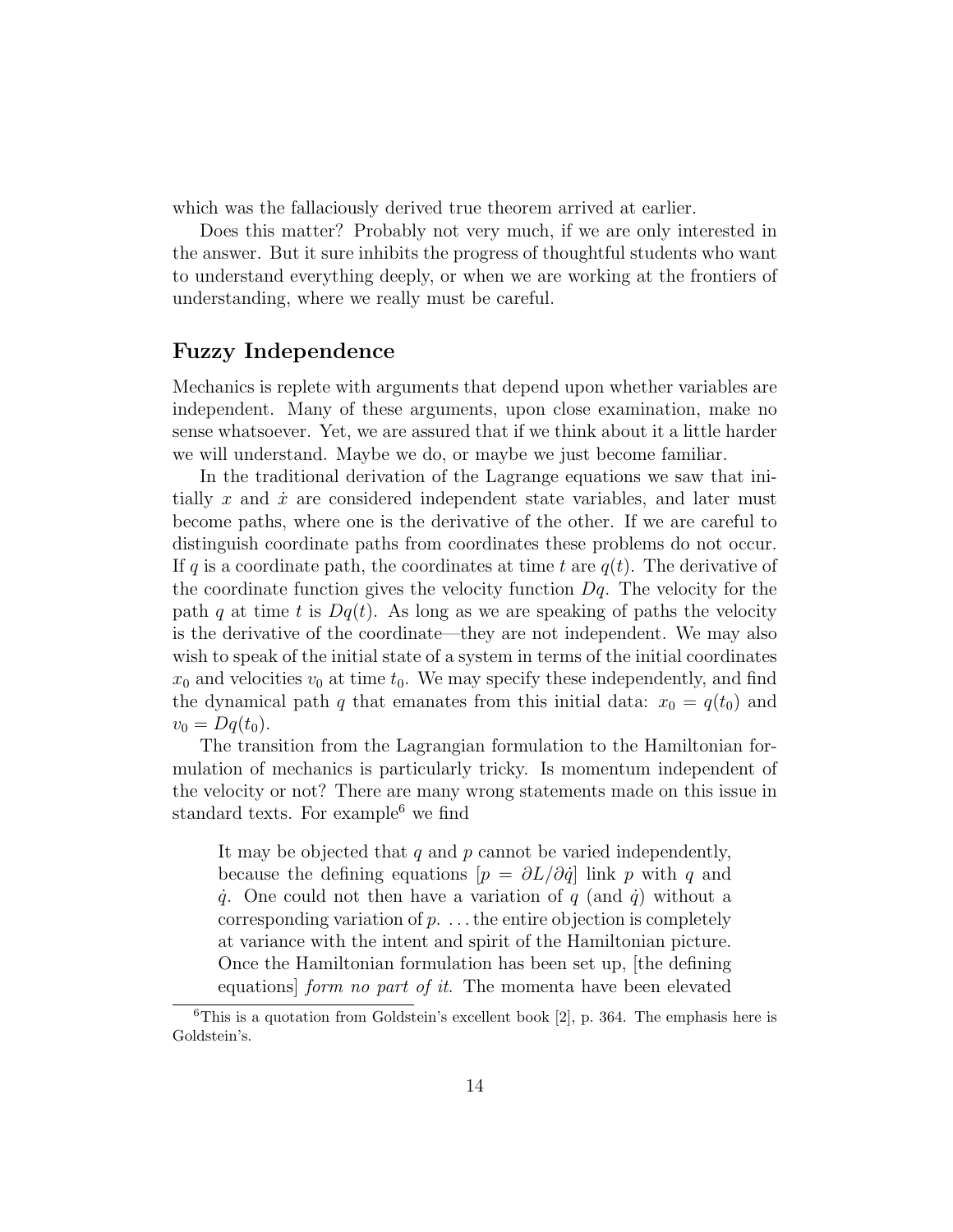which was the fallaciously derived true theorem arrived at earlier.

Does this matter? Probably not very much, if we are only interested in the answer. But it sure inhibits the progress of thoughtful students who want to understand everything deeply, or when we are working at the frontiers of understanding, where we really must be careful.

## Fuzzy Independence

Mechanics is replete with arguments that depend upon whether variables are independent. Many of these arguments, upon close examination, make no sense whatsoever. Yet, we are assured that if we think about it a little harder we will understand. Maybe we do, or maybe we just become familiar.

In the traditional derivation of the Lagrange equations we saw that initially $x$ and $\dot{x}$ are considered independent state variables, and later must become paths, where one is the derivative of the other. If we are careful to distinguish coordinate paths from coordinates these problems do not occur. If $q$ is a coordinate path, the coordinates at time $t$ are $q(t)$. The derivative of the coordinate function gives the velocity function $Dq$. The velocity for the path $q$ at time $t$ is $Dq(t)$. As long as we are speaking of paths the velocity is the derivative of the coordinate—they are not independent. We may also wish to speak of the initial state of a system in terms of the initial coordinates $x_0$ and velocities $v_0$ at time $t_0$. We may specify these independently, and find the dynamical path $q$ that emanates from this initial data: $x_0 = q(t_0)$ and $v_0 = Dq(t_0)$.

The transition from the Lagrangian formulation to the Hamiltonian formulation of mechanics is particularly tricky. Is momentum independent of the velocity or not? There are many wrong statements made on this issue in standard texts. For example[6] we find

> It may be objected that $q$ and $p$ cannot be varied independently, because the defining equations [$p = \partial L/\partial \dot{q}$] link $p$ with $q$ and $\dot{q}$. One could not then have a variation of $q$ (and $\dot{q}$) without a corresponding variation of $p$. ... the entire objection is completely at variance with the intent and spirit of the Hamiltonian picture. Once the Hamiltonian formulation has been set up, [the defining equations] *form no part of it*. The momenta have been elevated

[6] This is a quotation from Goldstein's excellent book [2], p. 364. The emphasis here is Goldstein's.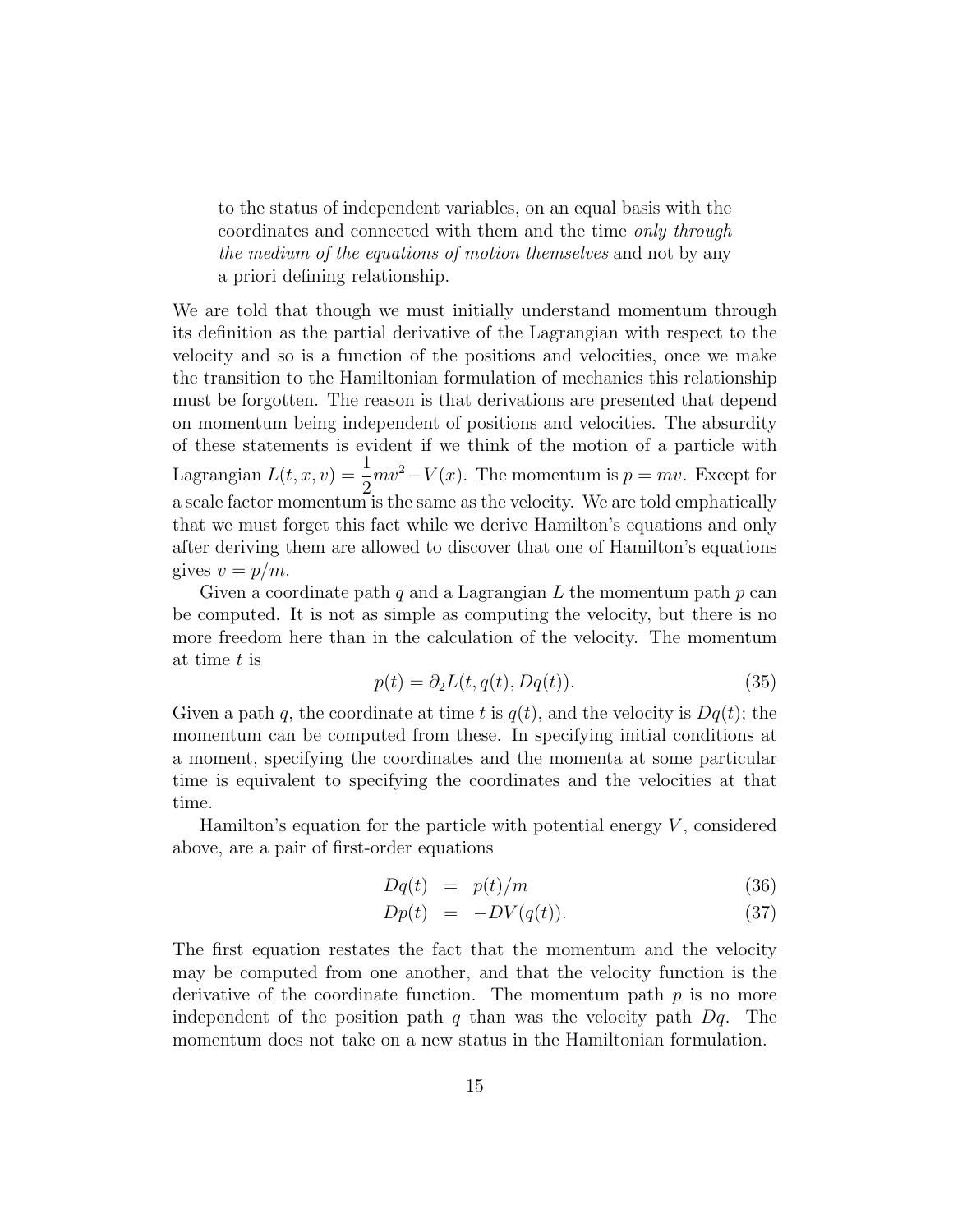> to the status of independent variables, on an equal basis with the coordinates and connected with them and the time *only through the medium of the equations of motion themselves* and not by any a priori defining relationship.

We are told that though we must initially understand momentum through its definition as the partial derivative of the Lagrangian with respect to the velocity and so is a function of the positions and velocities, once we make the transition to the Hamiltonian formulation of mechanics this relationship must be forgotten. The reason is that derivations are presented that depend on momentum being independent of positions and velocities. The absurdity of these statements is evident if we think of the motion of a particle with Lagrangian $L(t, x, v) = \frac{1}{2}mv^2 - V(x)$. The momentum is $p = mv$. Except for a scale factor momentum is the same as the velocity. We are told emphatically that we must forget this fact while we derive Hamilton's equations and only after deriving them are allowed to discover that one of Hamilton's equations gives $v = p/m$.

Given a coordinate path $q$ and a Lagrangian $L$ the momentum path $p$ can be computed. It is not as simple as computing the velocity, but there is no more freedom here than in the calculation of the velocity. The momentum at time $t$ is

$$p(t) = \partial_2 L(t, q(t), Dq(t)). \tag{35}$$

Given a path $q$, the coordinate at time $t$ is $q(t)$, and the velocity is $Dq(t)$; the momentum can be computed from these. In specifying initial conditions at a moment, specifying the coordinates and the momenta at some particular time is equivalent to specifying the coordinates and the velocities at that time.

Hamilton's equation for the particle with potential energy $V$, considered above, are a pair of first-order equations

$$Dq(t) = p(t)/m \tag{36}$$

$$Dp(t) = -DV(q(t)). \tag{37}$$

The first equation restates the fact that the momentum and the velocity may be computed from one another, and that the velocity function is the derivative of the coordinate function. The momentum path $p$ is no more independent of the position path $q$ than was the velocity path $Dq$. The momentum does not take on a new status in the Hamiltonian formulation.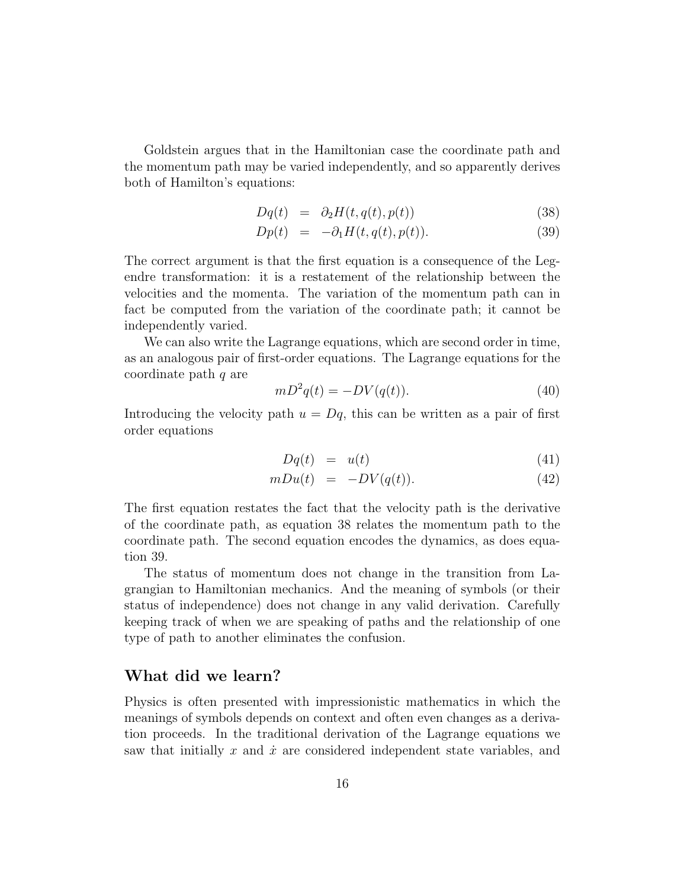Goldstein argues that in the Hamiltonian case the coordinate path and the momentum path may be varied independently, and so apparently derives both of Hamilton's equations:

$$
\begin{aligned}
Dq(t) &= \partial_2 H(t, q(t), p(t)) &(38)\\
Dp(t) &= -\partial_1 H(t, q(t), p(t)). &(39)
\end{aligned}
$$

The correct argument is that the first equation is a consequence of the Legendre transformation: it is a restatement of the relationship between the velocities and the momenta. The variation of the momentum path can in fact be computed from the variation of the coordinate path; it cannot be independently varied.

We can also write the Lagrange equations, which are second order in time, as an analogous pair of first-order equations. The Lagrange equations for the coordinate path $q$ are

$$
mD^2 q(t) = -DV(q(t)). \tag{40}
$$

Introducing the velocity path $u = Dq$, this can be written as a pair of first order equations

$$
\begin{aligned}
Dq(t) &= u(t) &(41)\\
mDu(t) &= -DV(q(t)). &(42)
\end{aligned}
$$

The first equation restates the fact that the velocity path is the derivative of the coordinate path, as equation 38 relates the momentum path to the coordinate path. The second equation encodes the dynamics, as does equation 39.

The status of momentum does not change in the transition from Lagrangian to Hamiltonian mechanics. And the meaning of symbols (or their status of independence) does not change in any valid derivation. Carefully keeping track of when we are speaking of paths and the relationship of one type of path to another eliminates the confusion.

## What did we learn?

Physics is often presented with impressionistic mathematics in which the meanings of symbols depends on context and often even changes as a derivation proceeds. In the traditional derivation of the Lagrange equations we saw that initially $x$ and $\dot{x}$ are considered independent state variables, and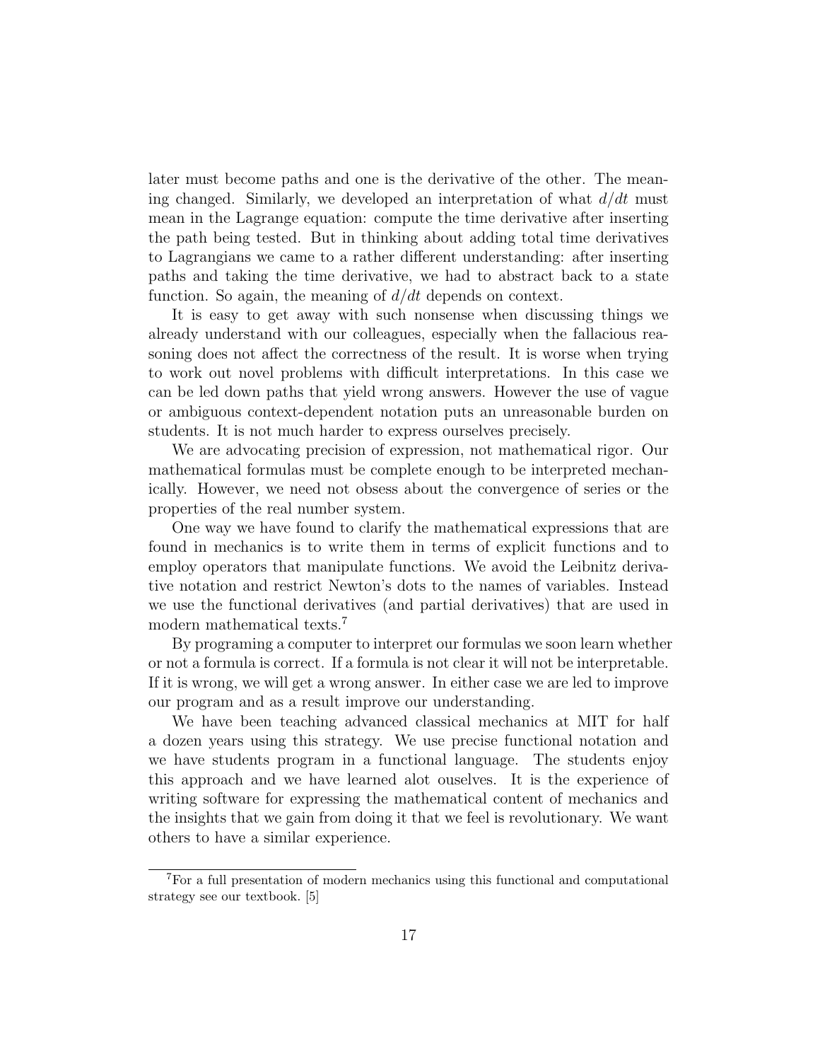later must become paths and one is the derivative of the other. The meaning changed. Similarly, we developed an interpretation of what $d/dt$ must mean in the Lagrange equation: compute the time derivative after inserting the path being tested. But in thinking about adding total time derivatives to Lagrangians we came to a rather different understanding: after inserting paths and taking the time derivative, we had to abstract back to a state function. So again, the meaning of $d/dt$ depends on context.

It is easy to get away with such nonsense when discussing things we already understand with our colleagues, especially when the fallacious reasoning does not affect the correctness of the result. It is worse when trying to work out novel problems with difficult interpretations. In this case we can be led down paths that yield wrong answers. However the use of vague or ambiguous context-dependent notation puts an unreasonable burden on students. It is not much harder to express ourselves precisely.

We are advocating precision of expression, not mathematical rigor. Our mathematical formulas must be complete enough to be interpreted mechanically. However, we need not obsess about the convergence of series or the properties of the real number system.

One way we have found to clarify the mathematical expressions that are found in mechanics is to write them in terms of explicit functions and to employ operators that manipulate functions. We avoid the Leibnitz derivative notation and restrict Newton's dots to the names of variables. Instead we use the functional derivatives (and partial derivatives) that are used in modern mathematical texts.[7]

By programing a computer to interpret our formulas we soon learn whether or not a formula is correct. If a formula is not clear it will not be interpretable. If it is wrong, we will get a wrong answer. In either case we are led to improve our program and as a result improve our understanding.

We have been teaching advanced classical mechanics at MIT for half a dozen years using this strategy. We use precise functional notation and we have students program in a functional language. The students enjoy this approach and we have learned alot ouselves. It is the experience of writing software for expressing the mathematical content of mechanics and the insights that we gain from doing it that we feel is revolutionary. We want others to have a similar experience.

[7] For a full presentation of modern mechanics using this functional and computational strategy see our textbook. [5]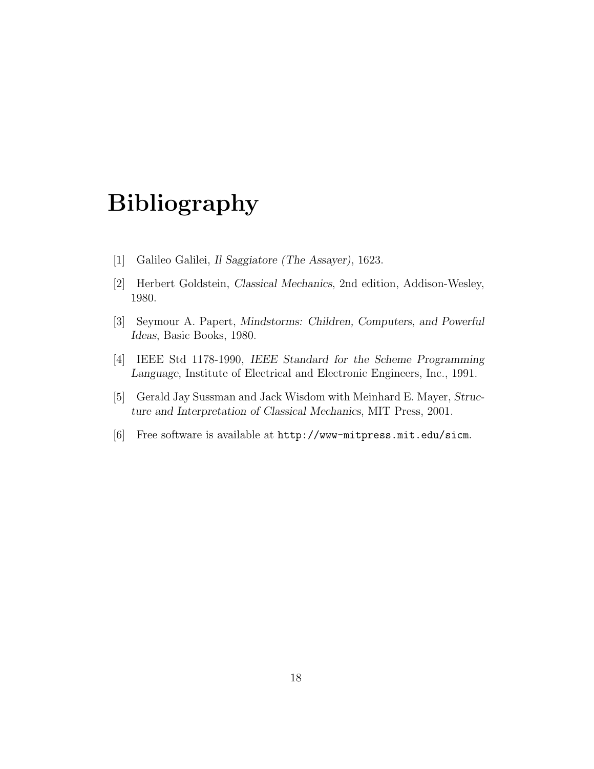# Bibliography

[1] Galileo Galilei, *Il Saggiatore (The Assayer)*, 1623.

[2] Herbert Goldstein, *Classical Mechanics*, 2nd edition, Addison-Wesley, 1980.

[3] Seymour A. Papert, *Mindstorms: Children, Computers, and Powerful Ideas*, Basic Books, 1980.

[4] IEEE Std 1178-1990, *IEEE Standard for the Scheme Programming Language*, Institute of Electrical and Electronic Engineers, Inc., 1991.

[5] Gerald Jay Sussman and Jack Wisdom with Meinhard E. Mayer, *Structure and Interpretation of Classical Mechanics*, MIT Press, 2001.

[6] Free software is available at `http://www-mitpress.mit.edu/sicm`.